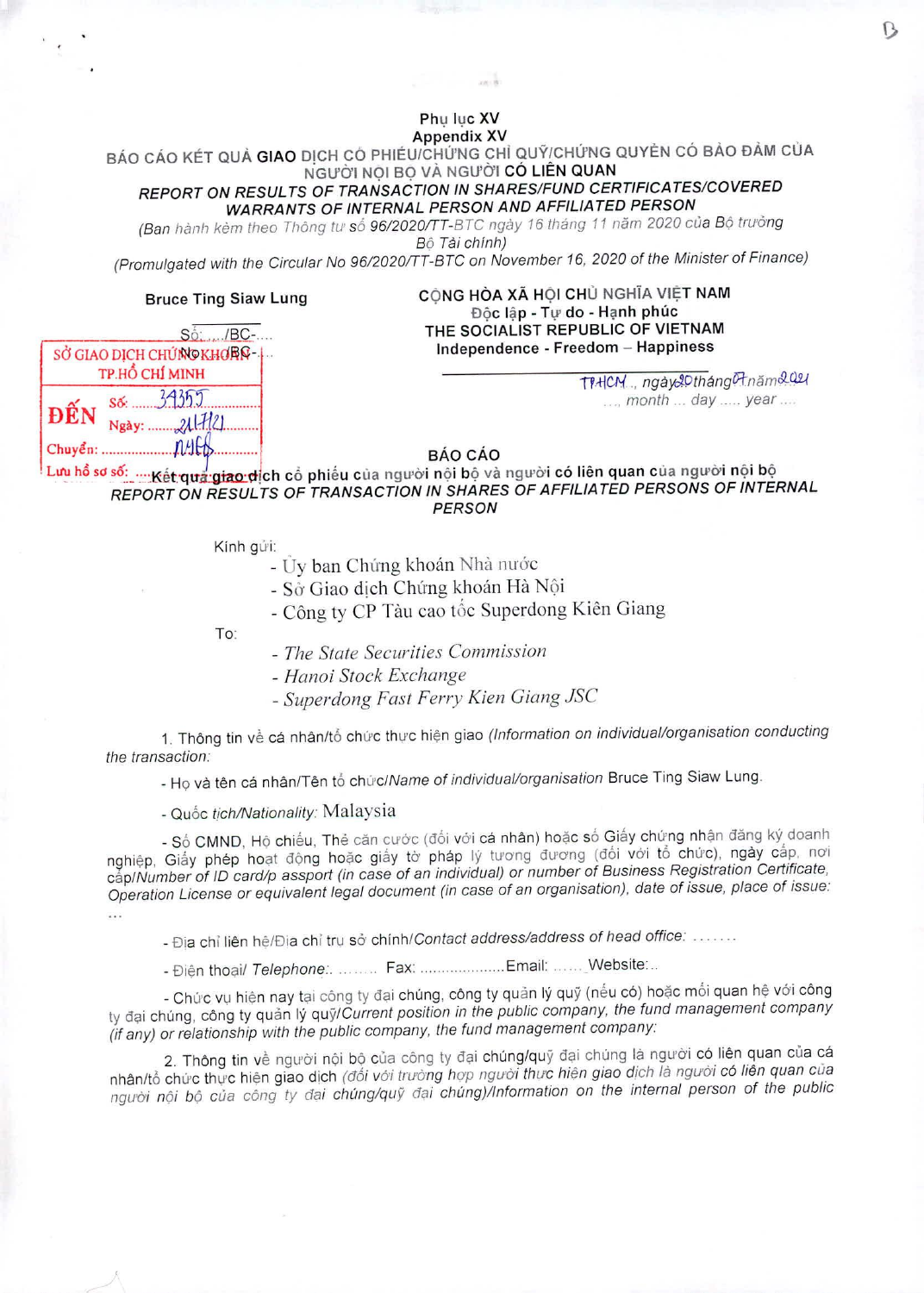**Phụ lục XV**
**Appendix XV**

**BÁO CÁO KẾT QUẢ GIAO DỊCH CỔ PHIẾU/CHỨNG CHỈ QUỸ/CHỨNG QUYỀN CÓ BẢO ĐẢM CỦA NGƯỜI NỘI BỘ VÀ NGƯỜI CÓ LIÊN QUAN**

***REPORT ON RESULTS OF TRANSACTION IN SHARES/FUND CERTIFICATES/COVERED WARRANTS OF INTERNAL PERSON AND AFFILIATED PERSON***

*(Ban hành kèm theo Thông tư số 96/2020/TT-BTC ngày 16 tháng 11 năm 2020 của Bộ trưởng Bộ Tài chính)*

*(Promulgated with the Circular No 96/2020/TT-BTC on November 16, 2020 of the Minister of Finance)*

**Bruce Ting Siaw Lung**

Số: .../BC-...
No.: .../BR-...

SỞ GIAO DỊCH CHỨNG KHOÁN TP.HỒ CHÍ MINH
ĐẾN Số: 34355
Ngày: 21/7/21
Chuyển: nyep
Lưu hồ sơ số: ...

**CỘNG HÒA XÃ HỘI CHỦ NGHĨA VIỆT NAM**
**Độc lập - Tự do - Hạnh phúc**
**THE SOCIALIST REPUBLIC OF VIETNAM**
**Independence - Freedom – Happiness**

*TPHCM, ngày 20 tháng 7 năm 2021*
*..., month ... day ..... year ....*

**BÁO CÁO**
**Kết quả giao dịch cổ phiếu của người nội bộ và người có liên quan của người nội bộ**
***REPORT ON RESULTS OF TRANSACTION IN SHARES OF AFFILIATED PERSONS OF INTERNAL PERSON***

Kính gửi:
- Ủy ban Chứng khoán Nhà nước
- Sở Giao dịch Chứng khoán Hà Nội
- Công ty CP Tàu cao tốc Superdong Kiên Giang

To:
- *The State Securities Commission*
- *Hanoi Stock Exchange*
- *Superdong Fast Ferry Kien Giang JSC*

1. Thông tin về cá nhân/tổ chức thực hiện giao *(Information on individual/organisation conducting the transaction:*

- Họ và tên cá nhân/Tên tổ chức/*Name of individual/organisation* Bruce Ting Siaw Lung.
- Quốc tịch/*Nationality:* Malaysia
- Số CMND, Hộ chiếu, Thẻ căn cước (đối với cá nhân) hoặc số Giấy chứng nhận đăng ký doanh nghiệp, Giấy phép hoạt động hoặc giấy tờ pháp lý tương đương (đối với tổ chức), ngày cấp, nơi cấp/*Number of ID card/passport (in case of an individual) or number of Business Registration Certificate, Operation License or equivalent legal document (in case of an organisation), date of issue, place of issue:* ...
- Địa chỉ liên hệ/Địa chỉ trụ sở chính/*Contact address/address of head office:* .......
- Điện thoại/ *Telephone:* ........ Fax: .................... Email: ...... Website:..
- Chức vụ hiện nay tại công ty đại chúng, công ty quản lý quỹ (nếu có) hoặc mối quan hệ với công ty đại chúng, công ty quản lý quỹ/*Current position in the public company, the fund management company (if any) or relationship with the public company, the fund management company:*

2. Thông tin về người nội bộ của công ty đại chúng/quỹ đại chúng là người có liên quan của cá nhân/tổ chức thực hiện giao dịch *(đối với trường hợp người thực hiện giao dịch là người có liên quan của người nội bộ của công ty đại chúng/quỹ đại chúng)/Information on the internal person of the public*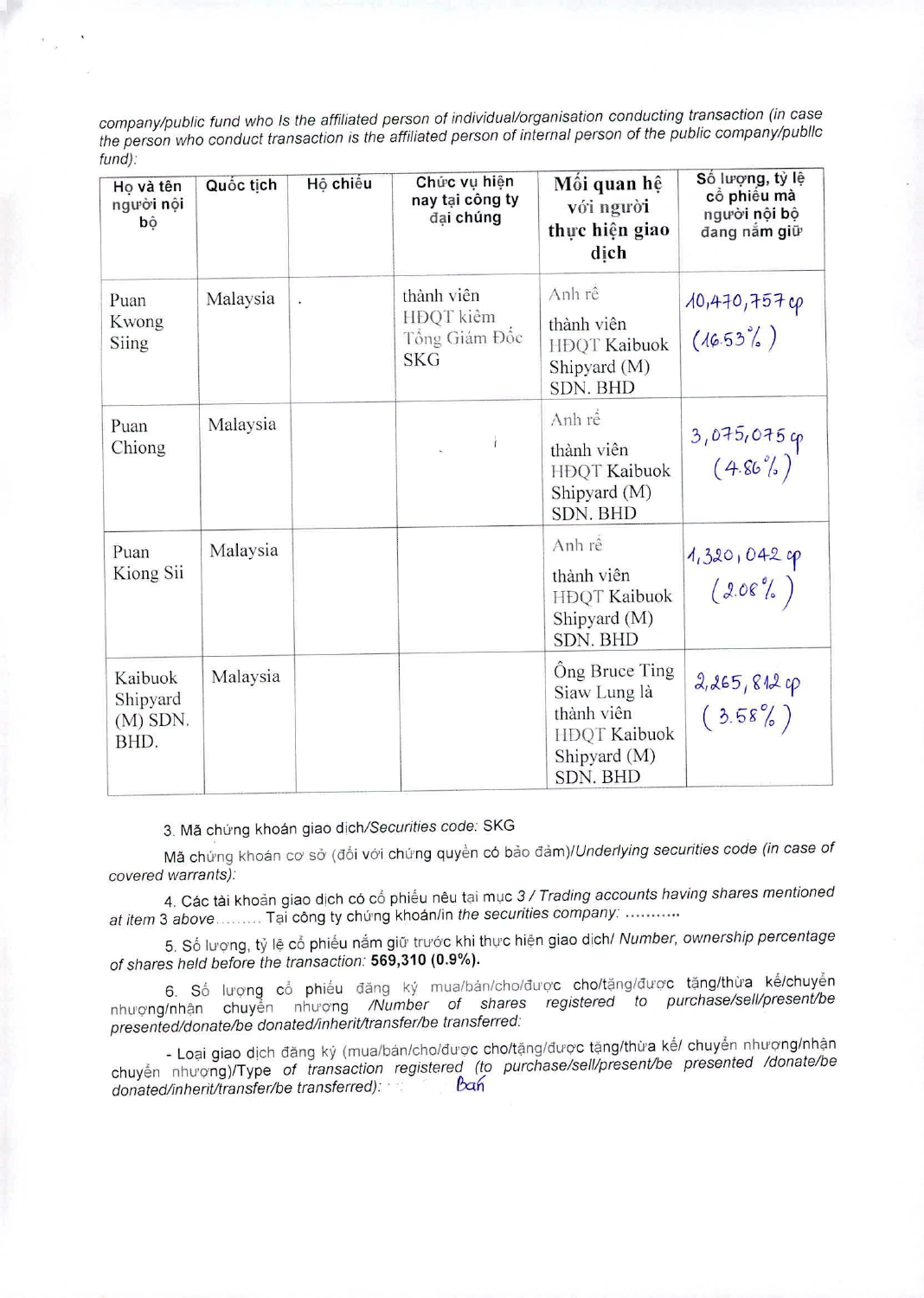company/public fund who Is the affiliated person of individual/organisation conducting transaction (in case the person who conduct transaction is the affiliated person of internal person of the public company/public fund):

| Họ và tên người nội bộ | Quốc tịch | Hộ chiếu | Chức vụ hiện nay tại công ty đại chúng | Mối quan hệ với người thực hiện giao dịch | Số lượng, tỷ lệ cổ phiếu mà người nội bộ đang nắm giữ |
|---|---|---|---|---|---|
| Puan Kwong Siing | Malaysia | . | thành viên HĐQT kiêm Tổng Giám Đốc SKG | Anh rể thành viên HĐQT Kaibuok Shipyard (M) SDN. BHD | 10,470,757 cp (16.53%) |
| Puan Chiong | Malaysia | | | Anh rể thành viên HĐQT Kaibuok Shipyard (M) SDN. BHD | 3,075,075 cp (4.86%) |
| Puan Kiong Sii | Malaysia | | | Anh rể thành viên HĐQT Kaibuok Shipyard (M) SDN. BHD | 1,320,042 cp (2.08%) |
| Kaibuok Shipyard (M) SDN. BHD. | Malaysia | | | Ông Bruce Ting Siaw Lung là thành viên HĐQT Kaibuok Shipyard (M) SDN. BHD | 2,265,812 cp (3.58%) |

3. Mã chứng khoán giao dịch/*Securities code:* SKG

Mã chứng khoán cơ sở (đối với chứng quyền có bảo đảm)/*Underlying securities code (in case of covered warrants):*

4. Các tài khoản giao dịch có cổ phiếu nêu tại mục 3 / *Trading accounts having shares mentioned at item 3 above*......... Tại công ty chứng khoán/*in the securities company:* ..........

5. Số lượng, tỷ lệ cổ phiếu nắm giữ trước khi thực hiện giao dịch/ *Number, ownership percentage of shares held before the transaction:* **569,310 (0.9%).**

6. Số lượng cổ phiếu đăng ký mua/bán/cho/được cho/tặng/được tặng/thừa kế/chuyển nhượng/nhận chuyển nhượng */Number of shares registered to purchase/sell/present/be presented/donate/be donated/inherit/transfer/be transferred:*

- Loại giao dịch đăng ký (mua/bán/cho/được cho/tặng/được tặng/thừa kế/ chuyển nhượng/nhận chuyển nhượng)/*Type of transaction registered (to purchase/sell/present/be presented /donate/be donated/inherit/transfer/be transferred):* Bán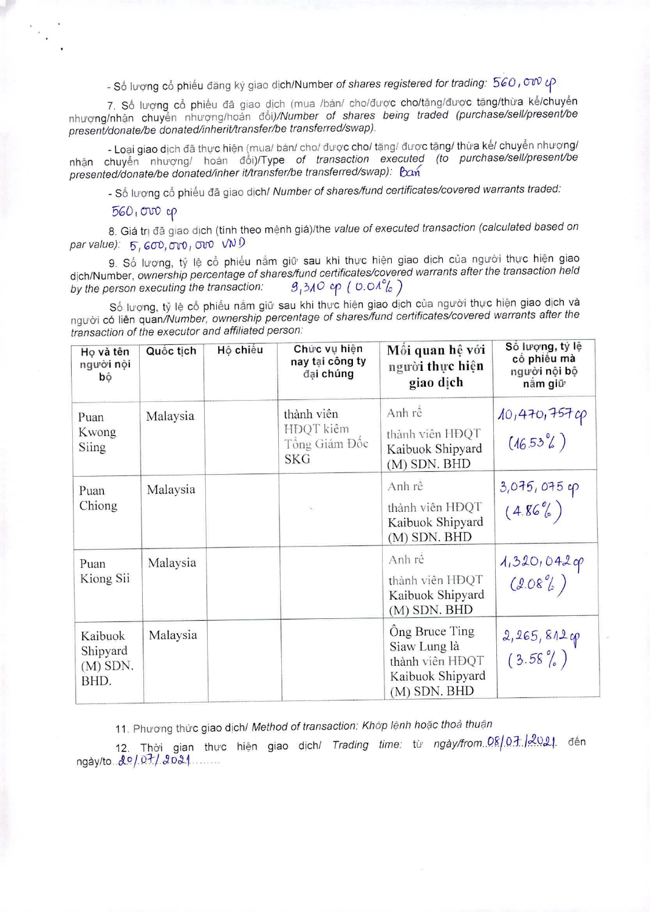- Số lượng cổ phiếu đăng ký giao dịch/Number *of shares registered for trading:* 560,000 cp

7. Số lượng cổ phiếu đã giao dịch (mua /bán/ cho/được cho/tặng/được tặng/thừa kế/chuyển nhượng/nhận chuyển nhượng/hoán đổi)/*Number of shares being traded (purchase/sell/present/be present/donate/be donated/inherit/transfer/be transferred/swap).*

- Loại giao dịch đã thực hiện (mua/ bán/ cho/ được cho/ tặng/ được tặng/ thừa kế/ chuyển nhượng/ nhận chuyển nhượng/ hoán đổi)/Type *of transaction executed (to purchase/sell/present/be presented/donate/be donated/inher it/transfer/be transferred/swap):* Bán

- Số lượng cổ phiếu đã giao dịch/ *Number of shares/fund certificates/covered warrants traded:*

560,000 cp

8. Giá trị đã giao dịch (tính theo mệnh giá)/the *value of executed transaction (calculated based on par value):* 5,600,000,000 VND

9. Số lượng, tỷ lệ cổ phiếu nắm giữ sau khi thực hiện giao dịch của người thực hiện giao dịch/Number, *ownership percentage of shares/fund certificates/covered warrants after the transaction held by the person executing the transaction:* 9,310 cp (0.01%)

Số lượng, tỷ lệ cổ phiếu nắm giữ sau khi thực hiện giao dịch của người thực hiện giao dịch và người có liên quan/*Number, ownership percentage of shares/fund certificates/covered warrants after the transaction of the executor and affiliated person:*

| Họ và tên người nội bộ | Quốc tịch | Hộ chiếu | Chức vụ hiện nay tại công ty đại chúng | Mối quan hệ với người thực hiện giao dịch | Số lượng, tỷ lệ cổ phiếu mà người nội bộ nắm giữ |
|---|---|---|---|---|---|
| Puan Kwong Siing | Malaysia | | thành viên HĐQT kiêm Tổng Giám Đốc SKG | Anh rể thành viên HĐQT Kaibuok Shipyard (M) SDN. BHD | 10,470,757 cp (16.53%) |
| Puan Chiong | Malaysia | | | Anh rể thành viên HĐQT Kaibuok Shipyard (M) SDN. BHD | 3,075,075 cp (4.86%) |
| Puan Kiong Sii | Malaysia | | | Anh rể thành viên HĐQT Kaibuok Shipyard (M) SDN. BHD | 1,320,042 cp (2.08%) |
| Kaibuok Shipyard (M) SDN. BHD. | Malaysia | | | Ông Bruce Ting Siaw Lung là thành viên HĐQT Kaibuok Shipyard (M) SDN. BHD | 2,265,812 cp (3.58%) |

11. Phương thức giao dịch/ *Method of transaction: Khớp lệnh hoặc thoả thuận*

12. Thời gian thực hiện giao dịch/ *Trading time:* từ ngày/from 08/07/2021 đến ngày/to 20/07/2021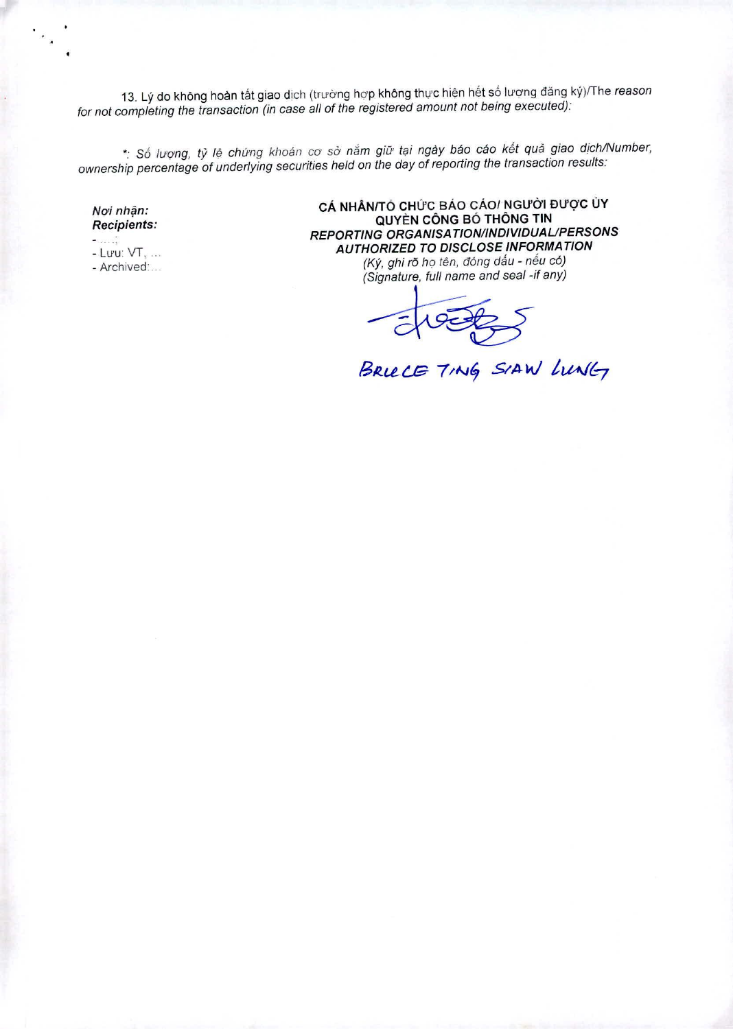13. Lý do không hoàn tất giao dịch (trường hợp không thực hiện hết số lượng đăng ký)/The *reason for not completing the transaction (in case all of the registered amount not being executed):*

*: *Số lượng, tỷ lệ chứng khoán cơ sở nắm giữ tại ngày báo cáo kết quả giao dịch/Number, ownership percentage of underlying securities held on the day of reporting the transaction results:*

***Nơi nhận:***
***Recipients:***

- ....;
- Lưu: VT, ...
- Archived:...

**CÁ NHÂN/TỔ CHỨC BÁO CÁO/ NGƯỜI ĐƯỢC ỦY QUYỀN CÔNG BỐ THÔNG TIN**
***REPORTING ORGANISATION/INDIVIDUAL/PERSONS AUTHORIZED TO DISCLOSE INFORMATION***
*(Ký, ghi rõ họ tên, đóng dấu - nếu có)*
*(Signature, full name and seal -if any)*

BRUCE TING SIAW LUNG